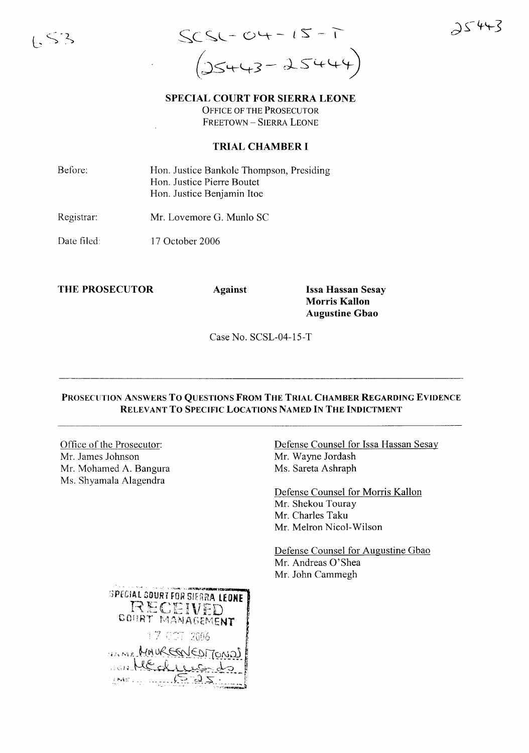SCSL-04-15-T
(25443-25444)

**SPECIAL COURT FOR SIERRA LEONE**
OFFICE OF THE PROSECUTOR
FREETOWN – SIERRA LEONE

**TRIAL CHAMBER I**

Before: Hon. Justice Bankole Thompson, Presiding
Hon. Justice Pierre Boutet
Hon. Justice Benjamin Itoe

Registrar: Mr. Lovemore G. Munlo SC

Date filed: 17 October 2006

**THE PROSECUTOR** **Against** **Issa Hassan Sesay**
**Morris Kallon**
**Augustine Gbao**

Case No. SCSL-04-15-T

---

**PROSECUTION ANSWERS TO QUESTIONS FROM THE TRIAL CHAMBER REGARDING EVIDENCE RELEVANT TO SPECIFIC LOCATIONS NAMED IN THE INDICTMENT**

---

Office of the Prosecutor:
Mr. James Johnson
Mr. Mohamed A. Bangura
Ms. Shyamala Alagendra

Defense Counsel for Issa Hassan Sesay
Mr. Wayne Jordash
Ms. Sareta Ashraph

Defense Counsel for Morris Kallon
Mr. Shekou Touray
Mr. Charles Taku
Mr. Melron Nicol-Wilson

Defense Counsel for Augustine Gbao
Mr. Andreas O'Shea
Mr. John Cammegh

SPECIAL COURT FOR SIERRA LEONE
RECEIVED
COURT MANAGEMENT
17 OCT 2006
NAME MAUREEN EDMONDS
SIGN
TIME 15:25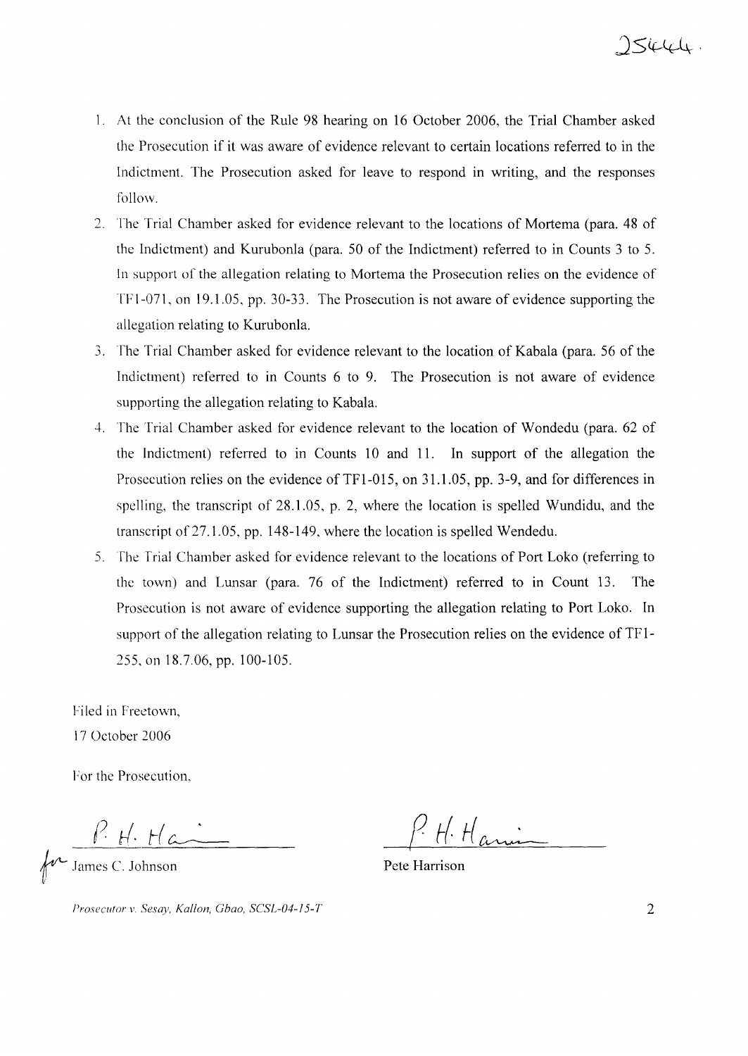25444.

1. At the conclusion of the Rule 98 hearing on 16 October 2006, the Trial Chamber asked the Prosecution if it was aware of evidence relevant to certain locations referred to in the Indictment. The Prosecution asked for leave to respond in writing, and the responses follow.

2. The Trial Chamber asked for evidence relevant to the locations of Mortema (para. 48 of the Indictment) and Kurubonla (para. 50 of the Indictment) referred to in Counts 3 to 5. In support of the allegation relating to Mortema the Prosecution relies on the evidence of TF1-071, on 19.1.05, pp. 30-33. The Prosecution is not aware of evidence supporting the allegation relating to Kurubonla.

3. The Trial Chamber asked for evidence relevant to the location of Kabala (para. 56 of the Indictment) referred to in Counts 6 to 9. The Prosecution is not aware of evidence supporting the allegation relating to Kabala.

4. The Trial Chamber asked for evidence relevant to the location of Wondedu (para. 62 of the Indictment) referred to in Counts 10 and 11. In support of the allegation the Prosecution relies on the evidence of TF1-015, on 31.1.05, pp. 3-9, and for differences in spelling, the transcript of 28.1.05, p. 2, where the location is spelled Wundidu, and the transcript of 27.1.05, pp. 148-149, where the location is spelled Wendedu.

5. The Trial Chamber asked for evidence relevant to the locations of Port Loko (referring to the town) and Lunsar (para. 76 of the Indictment) referred to in Count 13. The Prosecution is not aware of evidence supporting the allegation relating to Port Loko. In support of the allegation relating to Lunsar the Prosecution relies on the evidence of TF1-255, on 18.7.06, pp. 100-105.

Filed in Freetown,
17 October 2006

For the Prosecution,

for James C. Johnson

Pete Harrison